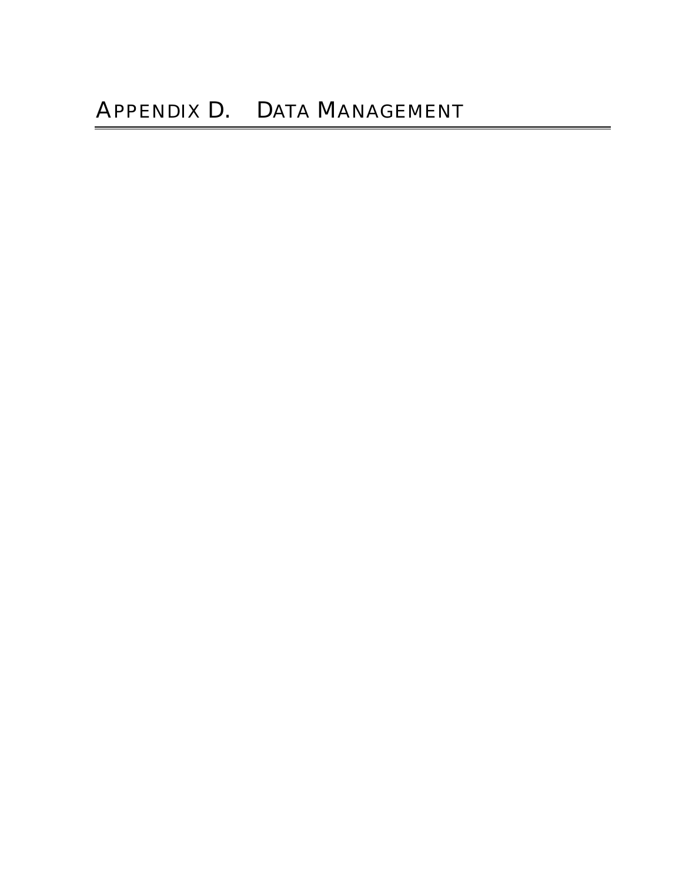# Appendix D. Data Management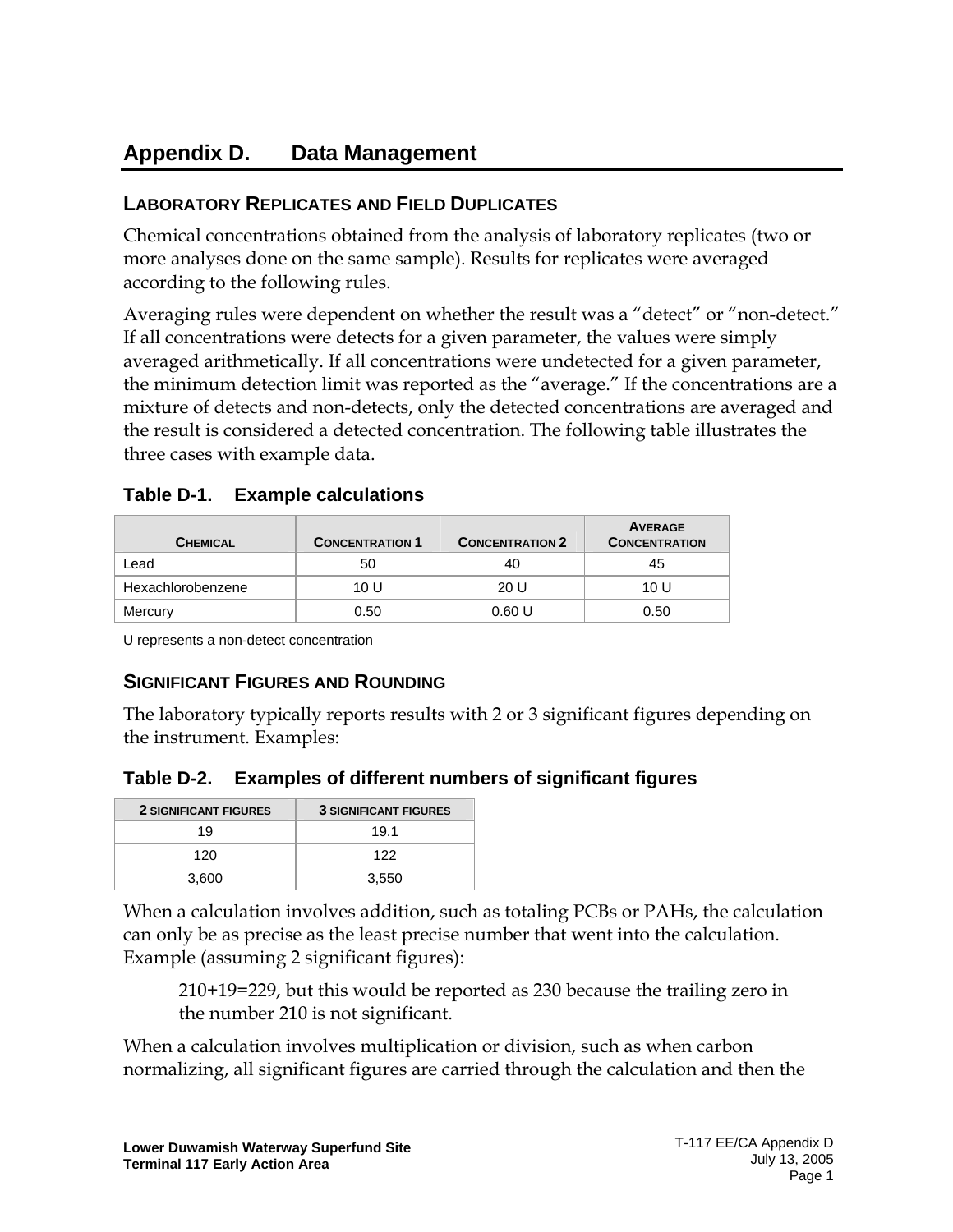# Appendix D. Data Management

## Laboratory Replicates and Field Duplicates

Chemical concentrations obtained from the analysis of laboratory replicates (two or more analyses done on the same sample). Results for replicates were averaged according to the following rules.

Averaging rules were dependent on whether the result was a "detect" or "non-detect." If all concentrations were detects for a given parameter, the values were simply averaged arithmetically. If all concentrations were undetected for a given parameter, the minimum detection limit was reported as the "average." If the concentrations are a mixture of detects and non-detects, only the detected concentrations are averaged and the result is considered a detected concentration. The following table illustrates the three cases with example data.

### Table D-1. Example calculations

| Chemical | Concentration 1 | Concentration 2 | Average Concentration |
|---|---|---|---|
| Lead | 50 | 40 | 45 |
| Hexachlorobenzene | 10 U | 20 U | 10 U |
| Mercury | 0.50 | 0.60 U | 0.50 |

U represents a non-detect concentration

## Significant Figures and Rounding

The laboratory typically reports results with 2 or 3 significant figures depending on the instrument. Examples:

### Table D-2. Examples of different numbers of significant figures

| 2 Significant Figures | 3 Significant Figures |
|---|---|
| 19 | 19.1 |
| 120 | 122 |
| 3,600 | 3,550 |

When a calculation involves addition, such as totaling PCBs or PAHs, the calculation can only be as precise as the least precise number that went into the calculation. Example (assuming 2 significant figures):

> 210+19=229, but this would be reported as 230 because the trailing zero in the number 210 is not significant.

When a calculation involves multiplication or division, such as when carbon normalizing, all significant figures are carried through the calculation and then the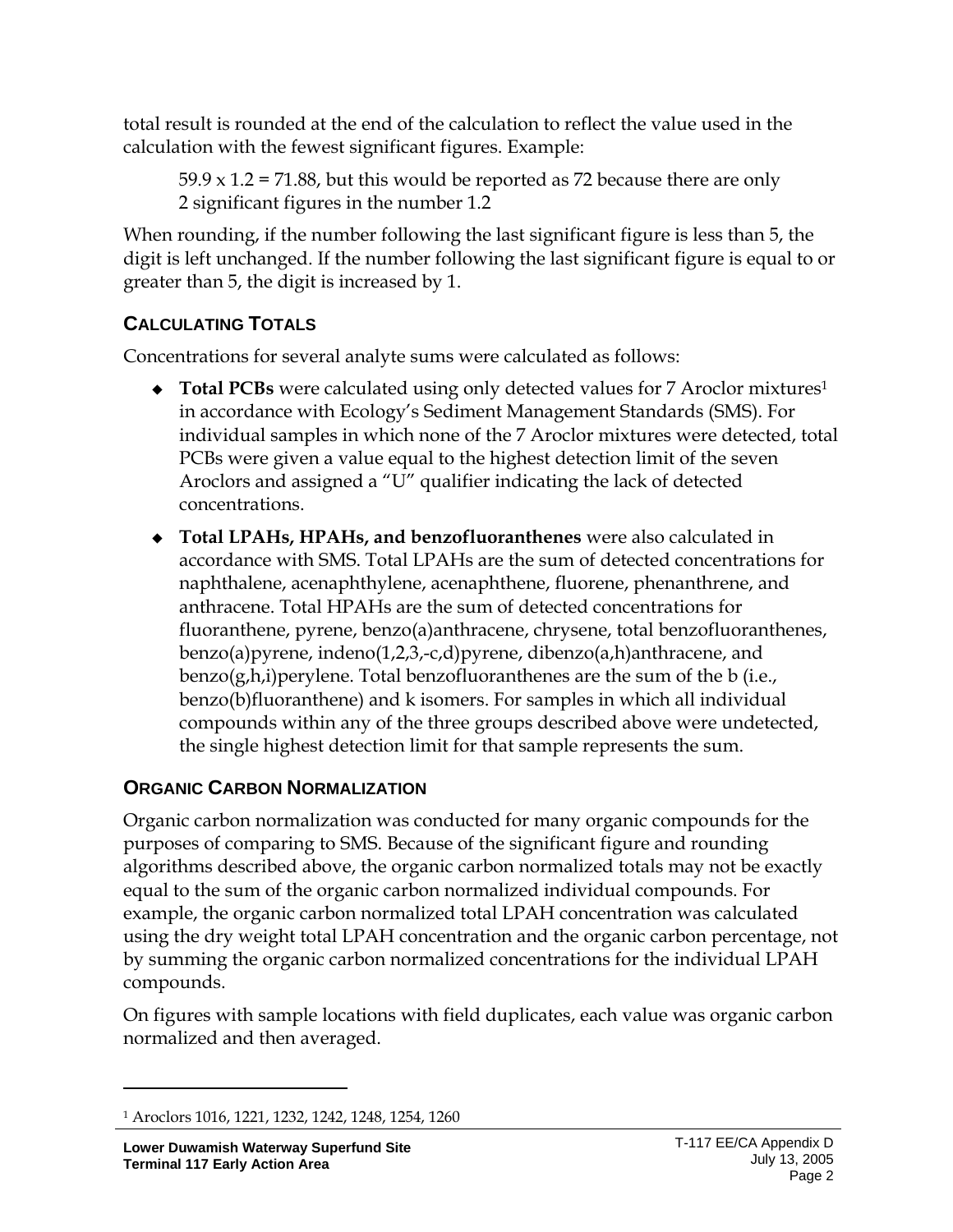total result is rounded at the end of the calculation to reflect the value used in the calculation with the fewest significant figures. Example:

> 59.9 x 1.2 = 71.88, but this would be reported as 72 because there are only 2 significant figures in the number 1.2

When rounding, if the number following the last significant figure is less than 5, the digit is left unchanged. If the number following the last significant figure is equal to or greater than 5, the digit is increased by 1.

## Calculating Totals

Concentrations for several analyte sums were calculated as follows:

- **Total PCBs** were calculated using only detected values for 7 Aroclor mixtures[1] in accordance with Ecology's Sediment Management Standards (SMS). For individual samples in which none of the 7 Aroclor mixtures were detected, total PCBs were given a value equal to the highest detection limit of the seven Aroclors and assigned a "U" qualifier indicating the lack of detected concentrations.
- **Total LPAHs, HPAHs, and benzofluoranthenes** were also calculated in accordance with SMS. Total LPAHs are the sum of detected concentrations for naphthalene, acenaphthylene, acenaphthene, fluorene, phenanthrene, and anthracene. Total HPAHs are the sum of detected concentrations for fluoranthene, pyrene, benzo(a)anthracene, chrysene, total benzofluoranthenes, benzo(a)pyrene, indeno(1,2,3,-c,d)pyrene, dibenzo(a,h)anthracene, and benzo(g,h,i)perylene. Total benzofluoranthenes are the sum of the b (i.e., benzo(b)fluoranthene) and k isomers. For samples in which all individual compounds within any of the three groups described above were undetected, the single highest detection limit for that sample represents the sum.

## Organic Carbon Normalization

Organic carbon normalization was conducted for many organic compounds for the purposes of comparing to SMS. Because of the significant figure and rounding algorithms described above, the organic carbon normalized totals may not be exactly equal to the sum of the organic carbon normalized individual compounds. For example, the organic carbon normalized total LPAH concentration was calculated using the dry weight total LPAH concentration and the organic carbon percentage, not by summing the organic carbon normalized concentrations for the individual LPAH compounds.

On figures with sample locations with field duplicates, each value was organic carbon normalized and then averaged.

---

[1] Aroclors 1016, 1221, 1232, 1242, 1248, 1254, 1260